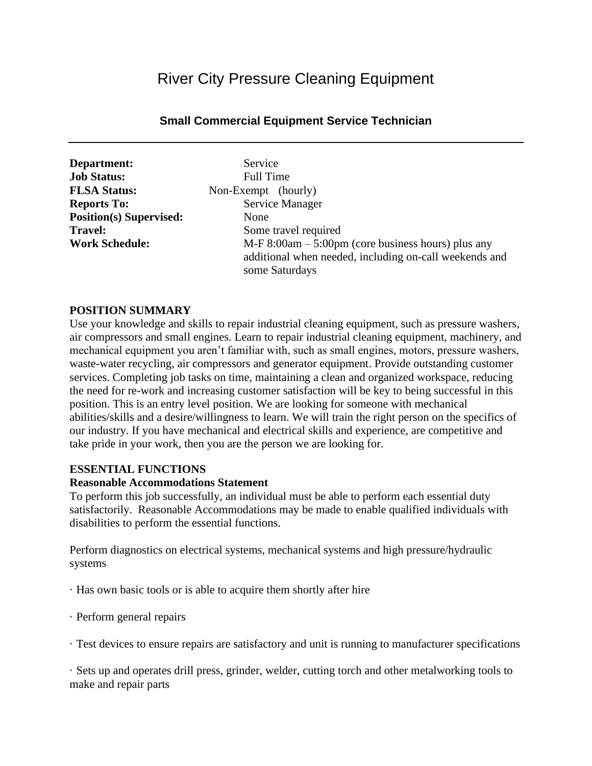# River City Pressure Cleaning Equipment

## Small Commercial Equipment Service Technician

---

**Department:** Service
**Job Status:** Full Time
**FLSA Status:** Non-Exempt (hourly)
**Reports To:** Service Manager
**Position(s) Supervised:** None
**Travel:** Some travel required
**Work Schedule:** M-F 8:00am – 5:00pm (core business hours) plus any additional when needed, including on-call weekends and some Saturdays

**POSITION SUMMARY**

Use your knowledge and skills to repair industrial cleaning equipment, such as pressure washers, air compressors and small engines. Learn to repair industrial cleaning equipment, machinery, and mechanical equipment you aren't familiar with, such as small engines, motors, pressure washers, waste-water recycling, air compressors and generator equipment. Provide outstanding customer services. Completing job tasks on time, maintaining a clean and organized workspace, reducing the need for re-work and increasing customer satisfaction will be key to being successful in this position. This is an entry level position. We are looking for someone with mechanical abilities/skills and a desire/willingness to learn. We will train the right person on the specifics of our industry. If you have mechanical and electrical skills and experience, are competitive and take pride in your work, then you are the person we are looking for.

**ESSENTIAL FUNCTIONS**

**Reasonable Accommodations Statement**

To perform this job successfully, an individual must be able to perform each essential duty satisfactorily. Reasonable Accommodations may be made to enable qualified individuals with disabilities to perform the essential functions.

Perform diagnostics on electrical systems, mechanical systems and high pressure/hydraulic systems

· Has own basic tools or is able to acquire them shortly after hire

· Perform general repairs

· Test devices to ensure repairs are satisfactory and unit is running to manufacturer specifications

· Sets up and operates drill press, grinder, welder, cutting torch and other metalworking tools to make and repair parts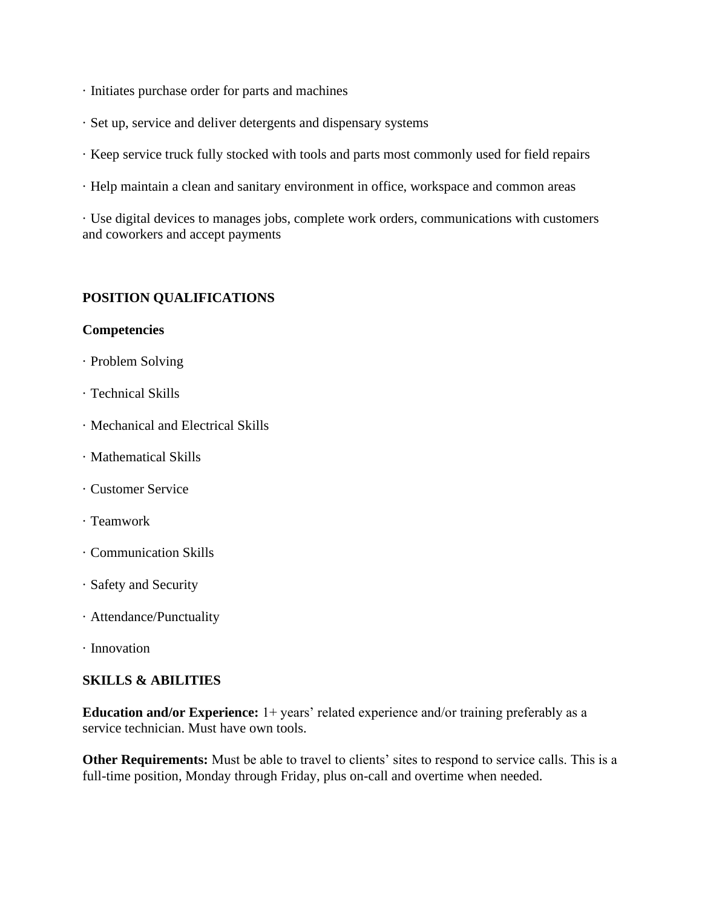- Initiates purchase order for parts and machines
- Set up, service and deliver detergents and dispensary systems
- Keep service truck fully stocked with tools and parts most commonly used for field repairs
- Help maintain a clean and sanitary environment in office, workspace and common areas
- Use digital devices to manages jobs, complete work orders, communications with customers and coworkers and accept payments

## POSITION QUALIFICATIONS

### Competencies

- Problem Solving
- Technical Skills
- Mechanical and Electrical Skills
- Mathematical Skills
- Customer Service
- Teamwork
- Communication Skills
- Safety and Security
- Attendance/Punctuality
- Innovation

## SKILLS & ABILITIES

**Education and/or Experience:** 1+ years' related experience and/or training preferably as a service technician. Must have own tools.

**Other Requirements:** Must be able to travel to clients' sites to respond to service calls. This is a full-time position, Monday through Friday, plus on-call and overtime when needed.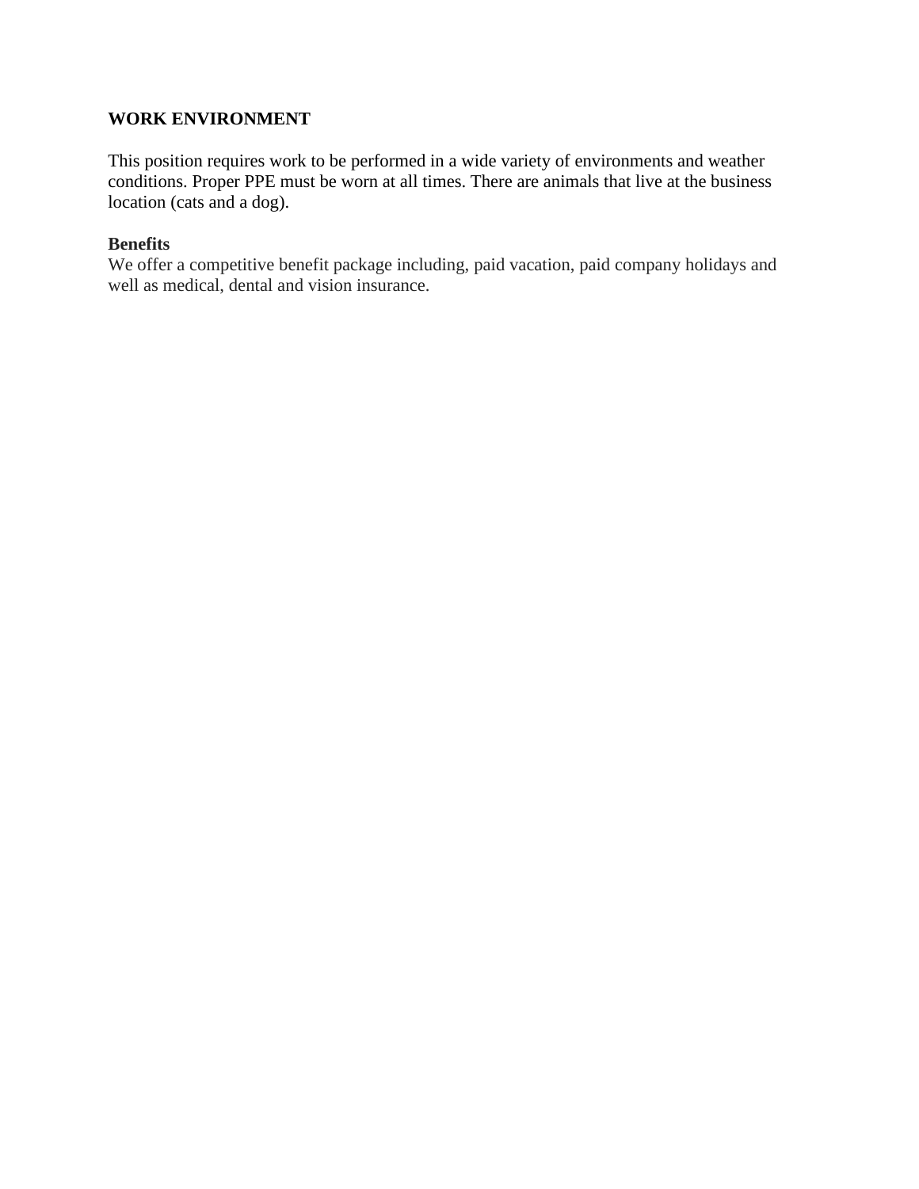**WORK ENVIRONMENT**

This position requires work to be performed in a wide variety of environments and weather conditions. Proper PPE must be worn at all times. There are animals that live at the business location (cats and a dog).

**Benefits**
We offer a competitive benefit package including, paid vacation, paid company holidays and well as medical, dental and vision insurance.